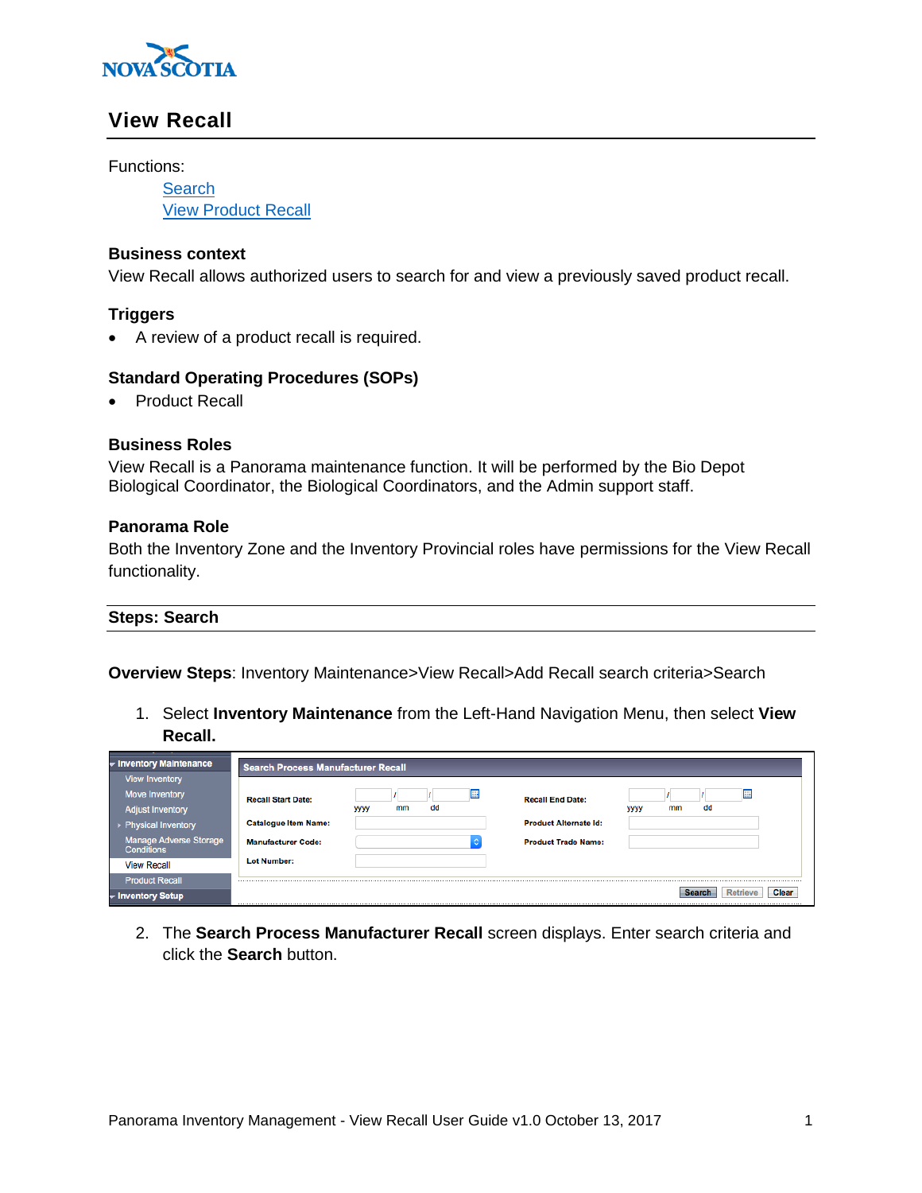# View Recall

Functions:

- Search
- View Product Recall

### Business context

View Recall allows authorized users to search for and view a previously saved product recall.

### Triggers

- A review of a product recall is required.

### Standard Operating Procedures (SOPs)

- Product Recall

### Business Roles

View Recall is a Panorama maintenance function. It will be performed by the Bio Depot Biological Coordinator, the Biological Coordinators, and the Admin support staff.

### Panorama Role

Both the Inventory Zone and the Inventory Provincial roles have permissions for the View Recall functionality.

## Steps: Search

**Overview Steps**: Inventory Maintenance>View Recall>Add Recall search criteria>Search

1. Select **Inventory Maintenance** from the Left-Hand Navigation Menu, then select **View Recall.**

2. The **Search Process Manufacturer Recall** screen displays. Enter search criteria and click the **Search** button.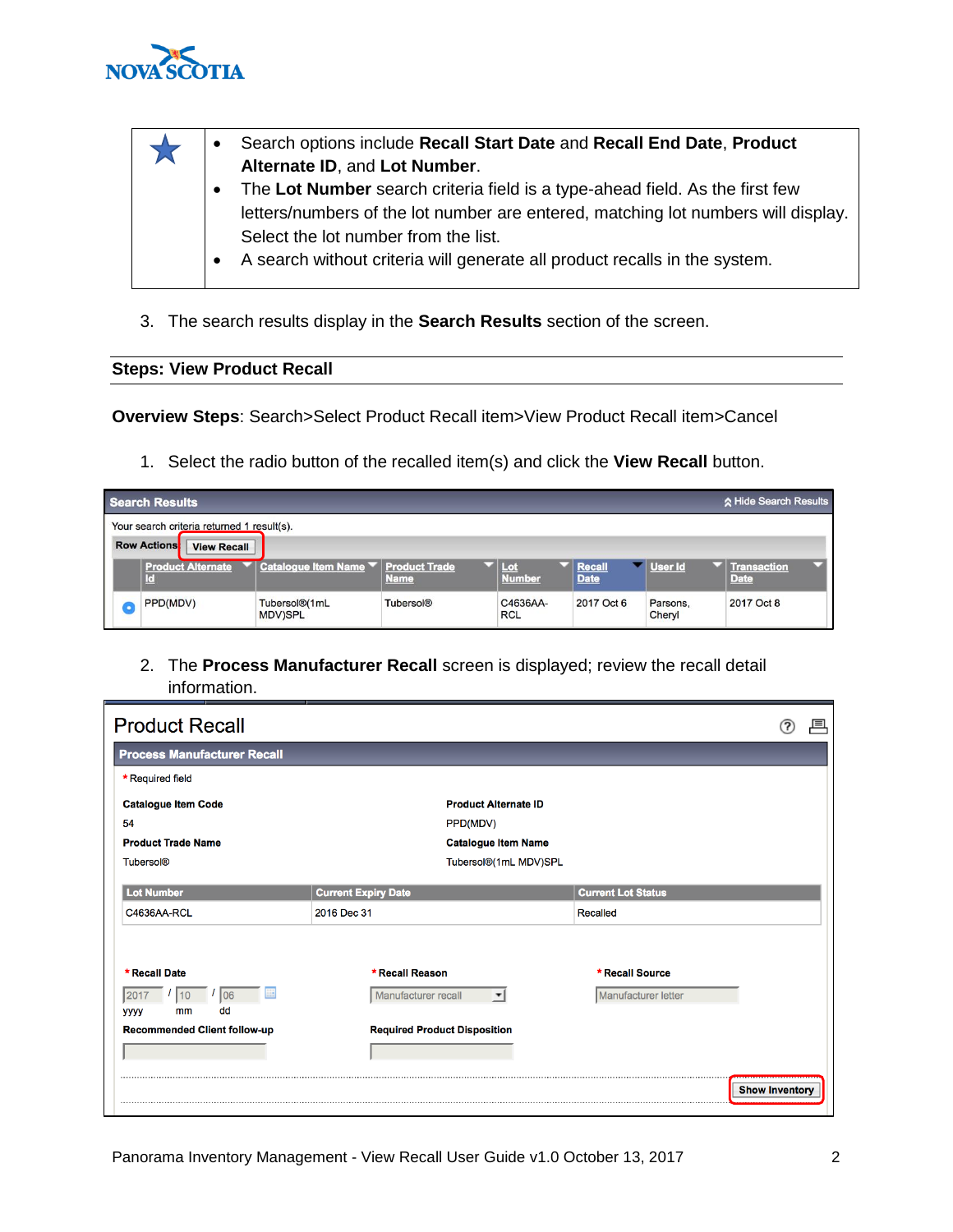| ★ | • Search options include **Recall Start Date** and **Recall End Date**, **Product Alternate ID**, and **Lot Number**.<br>• The **Lot Number** search criteria field is a type-ahead field. As the first few letters/numbers of the lot number are entered, matching lot numbers will display. Select the lot number from the list.<br>• A search without criteria will generate all product recalls in the system. |
|---|---|

3. The search results display in the **Search Results** section of the screen.

## Steps: View Product Recall

**Overview Steps**: Search>Select Product Recall item>View Product Recall item>Cancel

1. Select the radio button of the recalled item(s) and click the **View Recall** button.

**Search Results**

Your search criteria returned 1 result(s).

Row Actions: View Recall

| | Product Alternate Id | Catalogue Item Name | Product Trade Name | Lot Number | Recall Date | User Id | Transaction Date |
|---|---|---|---|---|---|---|---|
| ◉ | PPD(MDV) | Tubersol®(1mL MDV)SPL | Tubersol® | C4636AA-RCL | 2017 Oct 6 | Parsons, Cheryl | 2017 Oct 8 |

2. The **Process Manufacturer Recall** screen is displayed; review the recall detail information.

**Product Recall**

**Process Manufacturer Recall**

\* Required field

**Catalogue Item Code**: 54

**Product Alternate ID**: PPD(MDV)

**Product Trade Name**: Tubersol®

**Catalogue Item Name**: Tubersol®(1mL MDV)SPL

| Lot Number | Current Expiry Date | Current Lot Status |
|---|---|---|
| C4636AA-RCL | 2016 Dec 31 | Recalled |

\* **Recall Date**: 2017 / 10 / 06 (yyyy mm dd)

\* **Recall Reason**: Manufacturer recall

\* **Recall Source**: Manufacturer letter

**Recommended Client follow-up**

**Required Product Disposition**

Show Inventory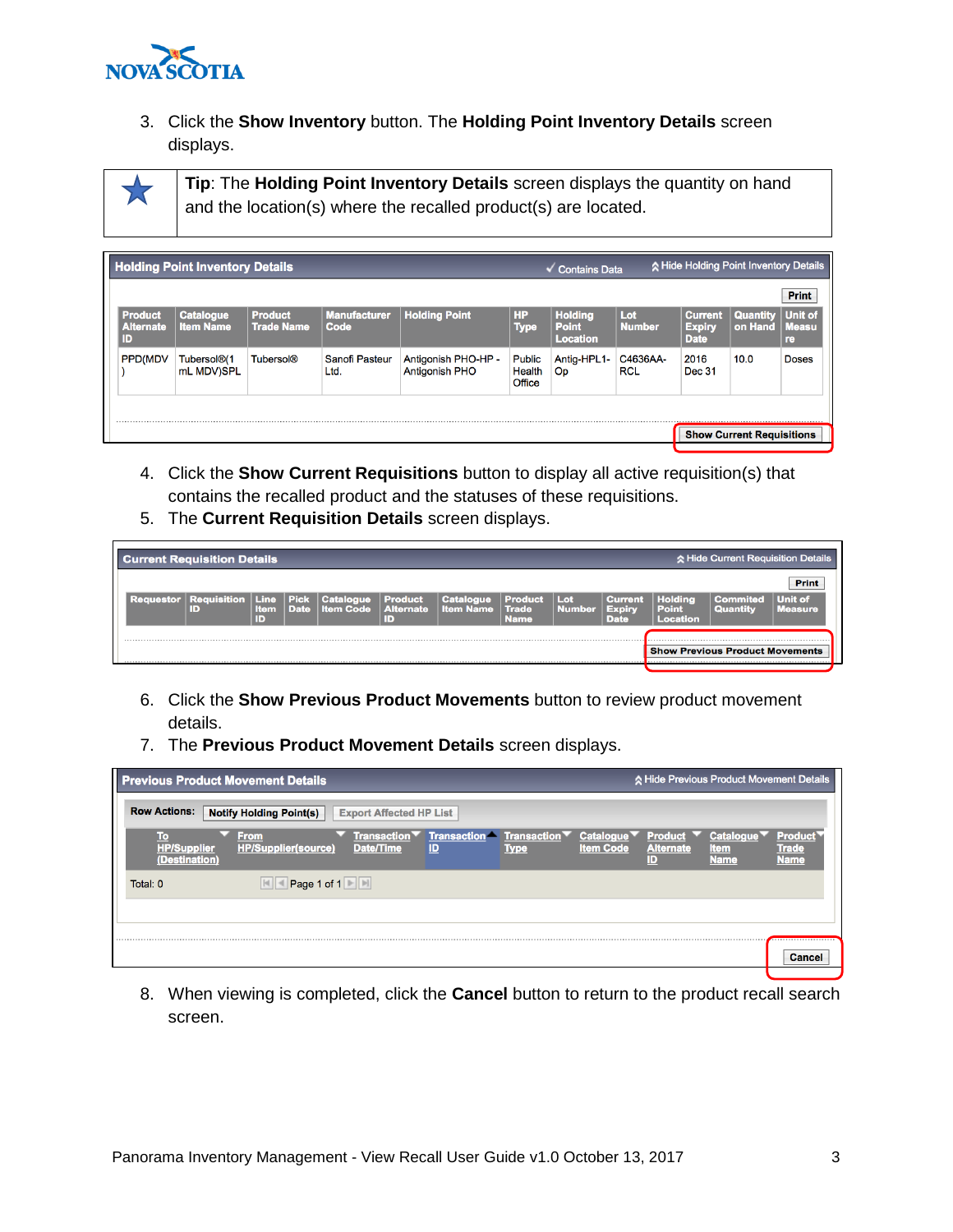3. Click the **Show Inventory** button. The **Holding Point Inventory Details** screen displays.

**Tip**: The **Holding Point Inventory Details** screen displays the quantity on hand and the location(s) where the recalled product(s) are located.

**Holding Point Inventory Details** ✓ Contains Data — Hide Holding Point Inventory Details

Print

| Product Alternate ID | Catalogue Item Name | Product Trade Name | Manufacturer Code | Holding Point | HP Type | Holding Point Location | Lot Number | Current Expiry Date | Quantity on Hand | Unit of Measure |
|---|---|---|---|---|---|---|---|---|---|---|
| PPD(MDV) | Tubersol®(1 mL MDV)SPL | Tubersol® | Sanofi Pasteur Ltd. | Antigonish PHO-HP - Antigonish PHO | Public Health Office | Antig-HPL1-Op | C4636AA-RCL | 2016 Dec 31 | 10.0 | Doses |

Show Current Requisitions

4. Click the **Show Current Requisitions** button to display all active requisition(s) that contains the recalled product and the statuses of these requisitions.
5. The **Current Requisition Details** screen displays.

**Current Requisition Details** — Hide Current Requisition Details

Print

| Requestor | Requisition ID | Line Item ID | Pick Date | Catalogue Item Code | Product Alternate ID | Catalogue Item Name | Product Trade Name | Lot Number | Current Expiry Date | Holding Point Location | Commited Quantity | Unit of Measure |
|---|---|---|---|---|---|---|---|---|---|---|---|---|

Show Previous Product Movements

6. Click the **Show Previous Product Movements** button to review product movement details.
7. The **Previous Product Movement Details** screen displays.

**Previous Product Movement Details** — Hide Previous Product Movement Details

Row Actions: Notify Holding Point(s) | Export Affected HP List

| To HP/Supplier (Destination) | From HP/Supplier(source) | Transaction Date/Time | Transaction ID | Transaction Type | Catalogue Item Code | Product Alternate ID | Catalogue Item Name | Product Trade Name |
|---|---|---|---|---|---|---|---|---|

Total: 0 — Page 1 of 1

Cancel

8. When viewing is completed, click the **Cancel** button to return to the product recall search screen.